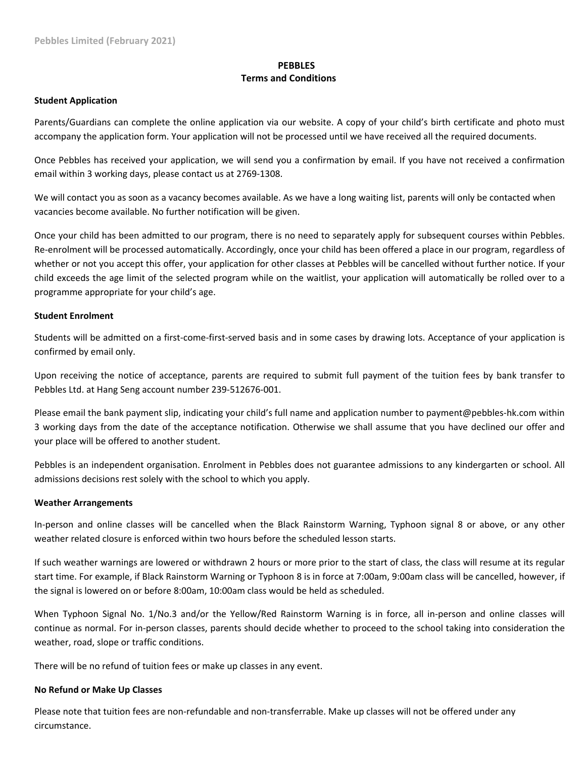Pebbles Limited (February 2021)

# PEBBLES
## Terms and Conditions

### Student Application

Parents/Guardians can complete the online application via our website. A copy of your child's birth certificate and photo must accompany the application form. Your application will not be processed until we have received all the required documents.

Once Pebbles has received your application, we will send you a confirmation by email. If you have not received a confirmation email within 3 working days, please contact us at 2769-1308.

We will contact you as soon as a vacancy becomes available. As we have a long waiting list, parents will only be contacted when vacancies become available. No further notification will be given.

Once your child has been admitted to our program, there is no need to separately apply for subsequent courses within Pebbles. Re-enrolment will be processed automatically. Accordingly, once your child has been offered a place in our program, regardless of whether or not you accept this offer, your application for other classes at Pebbles will be cancelled without further notice. If your child exceeds the age limit of the selected program while on the waitlist, your application will automatically be rolled over to a programme appropriate for your child's age.

### Student Enrolment

Students will be admitted on a first-come-first-served basis and in some cases by drawing lots. Acceptance of your application is confirmed by email only.

Upon receiving the notice of acceptance, parents are required to submit full payment of the tuition fees by bank transfer to Pebbles Ltd. at Hang Seng account number 239-512676-001.

Please email the bank payment slip, indicating your child's full name and application number to payment@pebbles-hk.com within 3 working days from the date of the acceptance notification. Otherwise we shall assume that you have declined our offer and your place will be offered to another student.

Pebbles is an independent organisation. Enrolment in Pebbles does not guarantee admissions to any kindergarten or school. All admissions decisions rest solely with the school to which you apply.

### Weather Arrangements

In-person and online classes will be cancelled when the Black Rainstorm Warning, Typhoon signal 8 or above, or any other weather related closure is enforced within two hours before the scheduled lesson starts.

If such weather warnings are lowered or withdrawn 2 hours or more prior to the start of class, the class will resume at its regular start time. For example, if Black Rainstorm Warning or Typhoon 8 is in force at 7:00am, 9:00am class will be cancelled, however, if the signal is lowered on or before 8:00am, 10:00am class would be held as scheduled.

When Typhoon Signal No. 1/No.3 and/or the Yellow/Red Rainstorm Warning is in force, all in-person and online classes will continue as normal. For in-person classes, parents should decide whether to proceed to the school taking into consideration the weather, road, slope or traffic conditions.

There will be no refund of tuition fees or make up classes in any event.

### No Refund or Make Up Classes

Please note that tuition fees are non-refundable and non-transferrable. Make up classes will not be offered under any circumstance.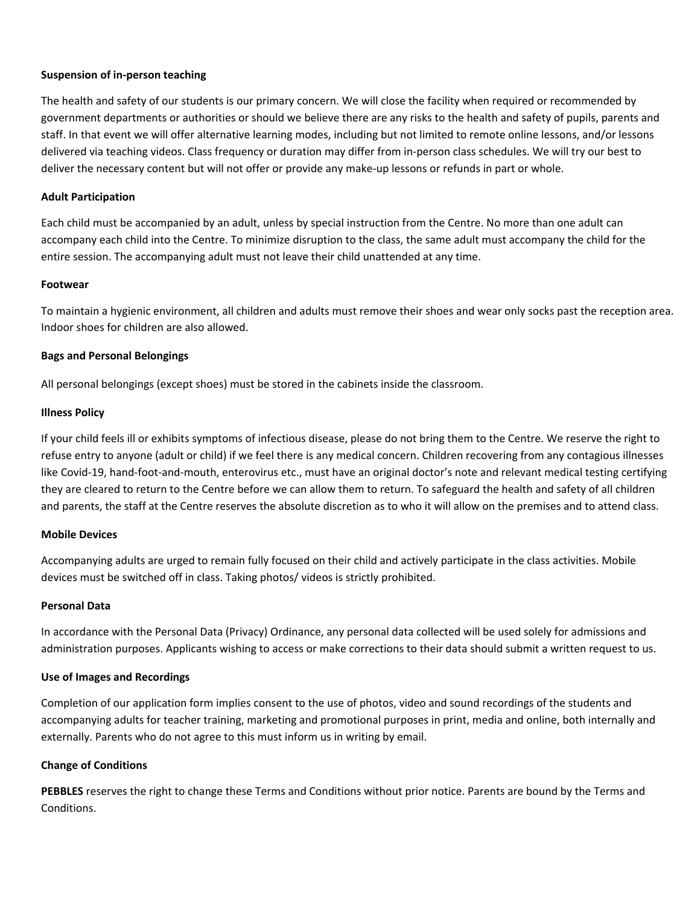**Suspension of in-person teaching**

The health and safety of our students is our primary concern. We will close the facility when required or recommended by government departments or authorities or should we believe there are any risks to the health and safety of pupils, parents and staff. In that event we will offer alternative learning modes, including but not limited to remote online lessons, and/or lessons delivered via teaching videos. Class frequency or duration may differ from in-person class schedules. We will try our best to deliver the necessary content but will not offer or provide any make-up lessons or refunds in part or whole.

**Adult Participation**

Each child must be accompanied by an adult, unless by special instruction from the Centre. No more than one adult can accompany each child into the Centre. To minimize disruption to the class, the same adult must accompany the child for the entire session. The accompanying adult must not leave their child unattended at any time.

**Footwear**

To maintain a hygienic environment, all children and adults must remove their shoes and wear only socks past the reception area. Indoor shoes for children are also allowed.

**Bags and Personal Belongings**

All personal belongings (except shoes) must be stored in the cabinets inside the classroom.

**Illness Policy**

If your child feels ill or exhibits symptoms of infectious disease, please do not bring them to the Centre. We reserve the right to refuse entry to anyone (adult or child) if we feel there is any medical concern. Children recovering from any contagious illnesses like Covid-19, hand-foot-and-mouth, enterovirus etc., must have an original doctor's note and relevant medical testing certifying they are cleared to return to the Centre before we can allow them to return. To safeguard the health and safety of all children and parents, the staff at the Centre reserves the absolute discretion as to who it will allow on the premises and to attend class.

**Mobile Devices**

Accompanying adults are urged to remain fully focused on their child and actively participate in the class activities. Mobile devices must be switched off in class. Taking photos/ videos is strictly prohibited.

**Personal Data**

In accordance with the Personal Data (Privacy) Ordinance, any personal data collected will be used solely for admissions and administration purposes. Applicants wishing to access or make corrections to their data should submit a written request to us.

**Use of Images and Recordings**

Completion of our application form implies consent to the use of photos, video and sound recordings of the students and accompanying adults for teacher training, marketing and promotional purposes in print, media and online, both internally and externally. Parents who do not agree to this must inform us in writing by email.

**Change of Conditions**

**PEBBLES** reserves the right to change these Terms and Conditions without prior notice. Parents are bound by the Terms and Conditions.